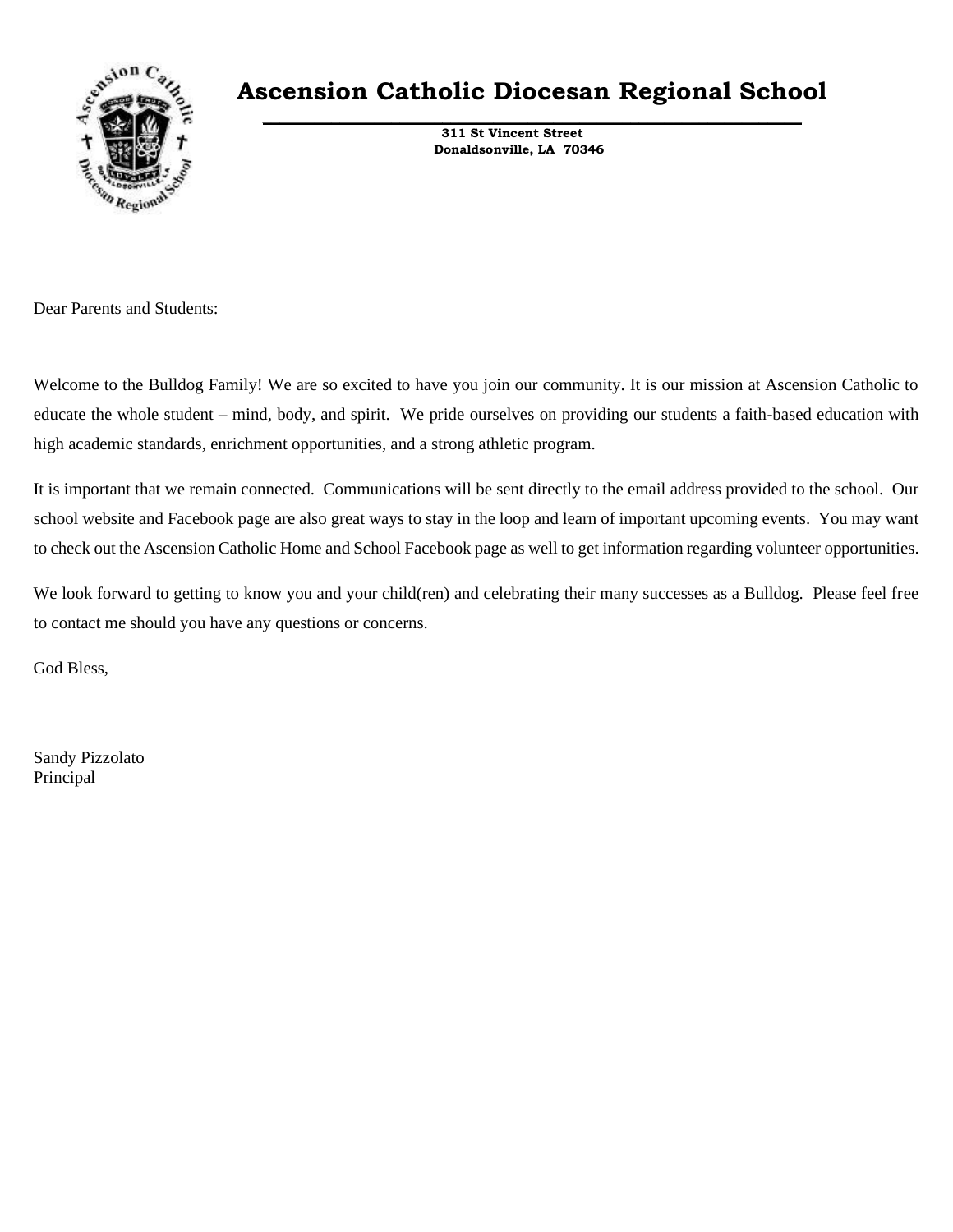# Ascension Catholic Diocesan Regional School

**311 St Vincent Street**
**Donaldsonville, LA 70346**

Dear Parents and Students:

Welcome to the Bulldog Family! We are so excited to have you join our community. It is our mission at Ascension Catholic to educate the whole student – mind, body, and spirit. We pride ourselves on providing our students a faith-based education with high academic standards, enrichment opportunities, and a strong athletic program.

It is important that we remain connected. Communications will be sent directly to the email address provided to the school. Our school website and Facebook page are also great ways to stay in the loop and learn of important upcoming events. You may want to check out the Ascension Catholic Home and School Facebook page as well to get information regarding volunteer opportunities.

We look forward to getting to know you and your child(ren) and celebrating their many successes as a Bulldog. Please feel free to contact me should you have any questions or concerns.

God Bless,

Sandy Pizzolato
Principal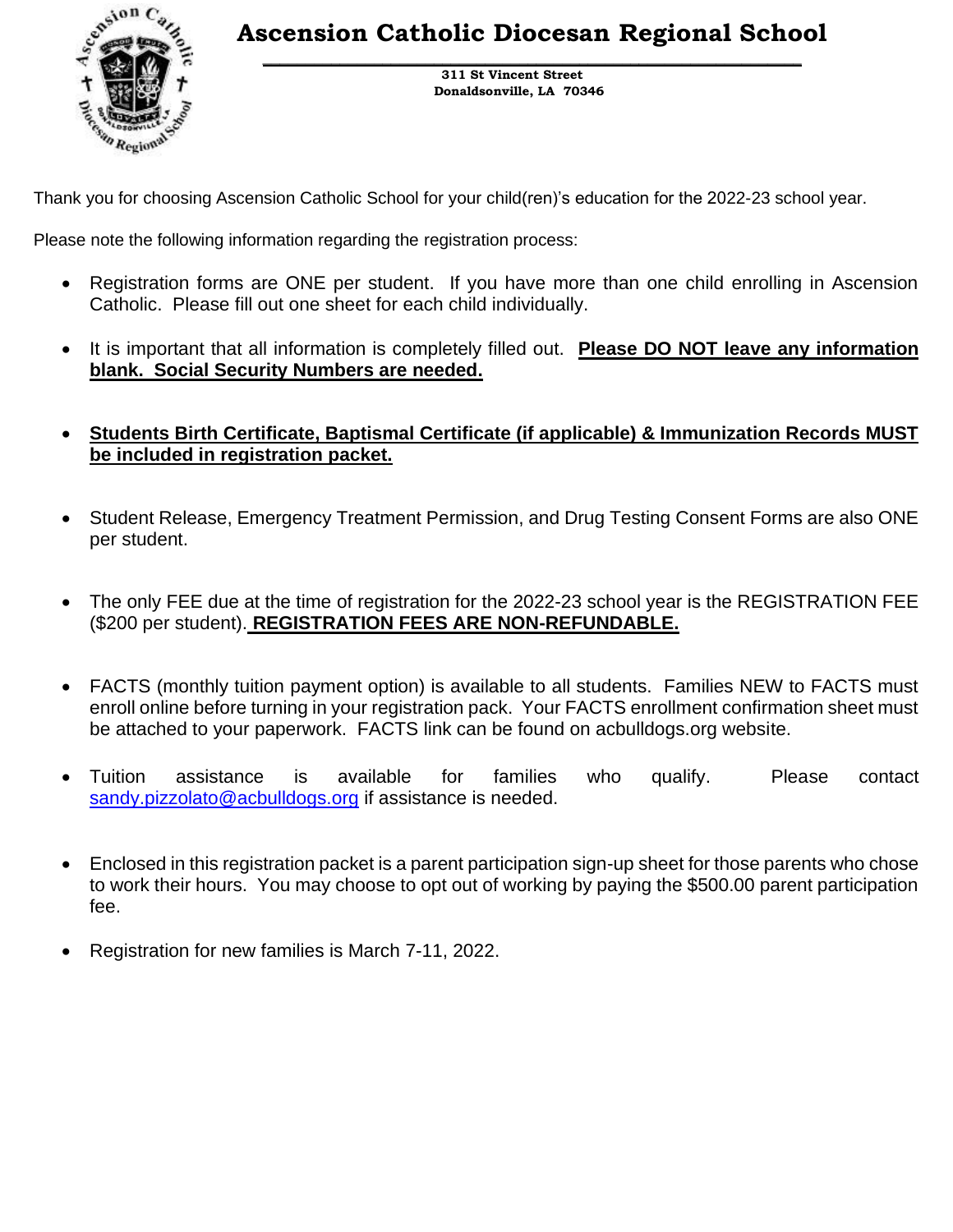# Ascension Catholic Diocesan Regional School

**311 St Vincent Street**
**Donaldsonville, LA 70346**

Thank you for choosing Ascension Catholic School for your child(ren)'s education for the 2022-23 school year.

Please note the following information regarding the registration process:

- Registration forms are ONE per student. If you have more than one child enrolling in Ascension Catholic. Please fill out one sheet for each child individually.
- It is important that all information is completely filled out. **Please DO NOT leave any information blank. Social Security Numbers are needed.**
- **Students Birth Certificate, Baptismal Certificate (if applicable) & Immunization Records MUST be included in registration packet.**
- Student Release, Emergency Treatment Permission, and Drug Testing Consent Forms are also ONE per student.
- The only FEE due at the time of registration for the 2022-23 school year is the REGISTRATION FEE ($200 per student). **REGISTRATION FEES ARE NON-REFUNDABLE.**
- FACTS (monthly tuition payment option) is available to all students. Families NEW to FACTS must enroll online before turning in your registration pack. Your FACTS enrollment confirmation sheet must be attached to your paperwork. FACTS link can be found on acbulldogs.org website.
- Tuition assistance is available for families who qualify. Please contact sandy.pizzolato@acbulldogs.org if assistance is needed.
- Enclosed in this registration packet is a parent participation sign-up sheet for those parents who chose to work their hours. You may choose to opt out of working by paying the $500.00 parent participation fee.
- Registration for new families is March 7-11, 2022.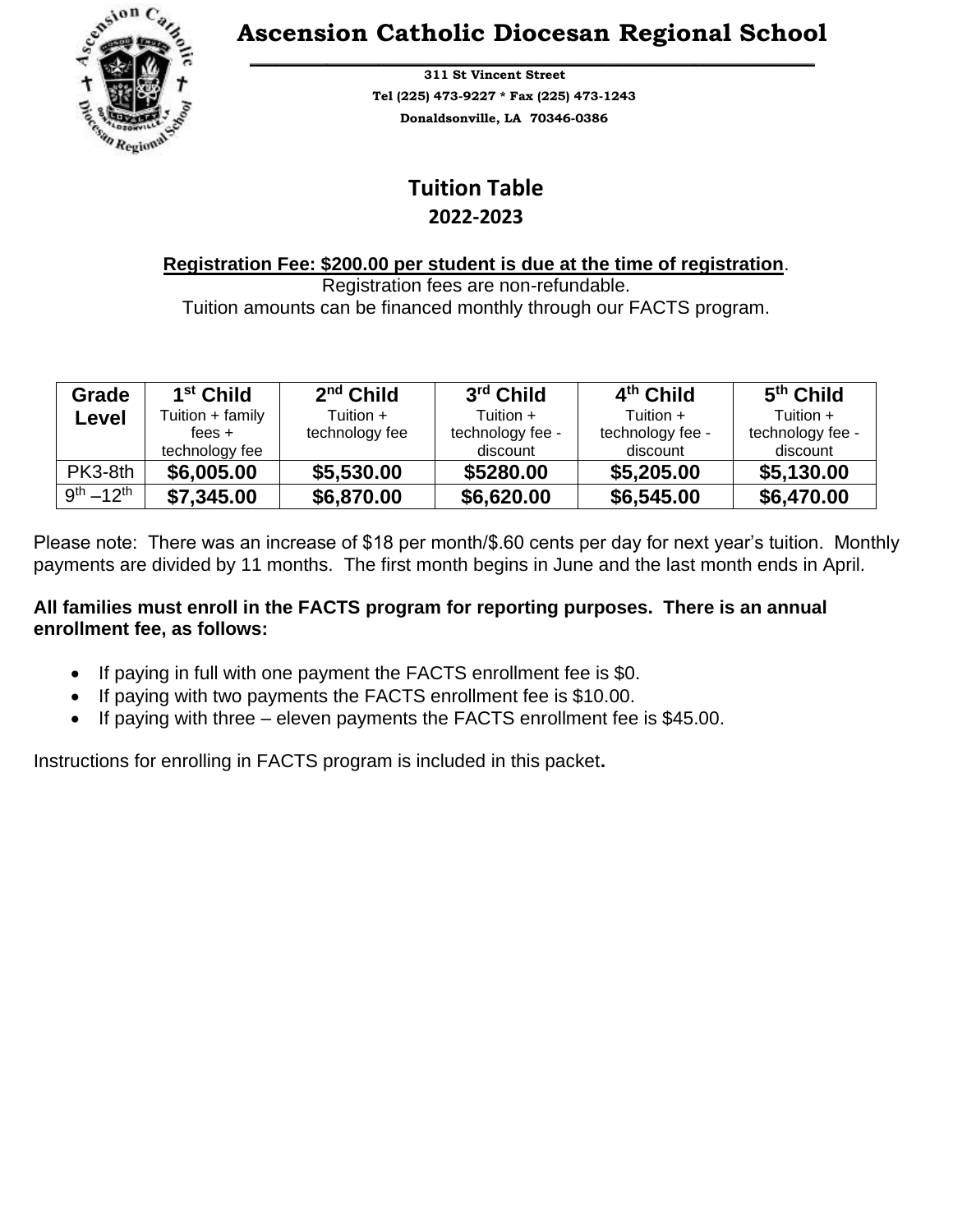# Ascension Catholic Diocesan Regional School

**311 St Vincent Street**
**Tel (225) 473-9227 * Fax (225) 473-1243**
**Donaldsonville, LA 70346-0386**

## Tuition Table
### 2022-2023

**Registration Fee: $200.00 per student is due at the time of registration**.
Registration fees are non-refundable.
Tuition amounts can be financed monthly through our FACTS program.

| Grade Level | 1st Child Tuition + family fees + technology fee | 2nd Child Tuition + technology fee | 3rd Child Tuition + technology fee - discount | 4th Child Tuition + technology fee - discount | 5th Child Tuition + technology fee - discount |
|---|---|---|---|---|---|
| PK3-8th | **$6,005.00** | **$5,530.00** | **$5280.00** | **$5,205.00** | **$5,130.00** |
| 9th –12th | **$7,345.00** | **$6,870.00** | **$6,620.00** | **$6,545.00** | **$6,470.00** |

Please note: There was an increase of $18 per month/$.60 cents per day for next year's tuition. Monthly payments are divided by 11 months. The first month begins in June and the last month ends in April.

**All families must enroll in the FACTS program for reporting purposes. There is an annual enrollment fee, as follows:**

- If paying in full with one payment the FACTS enrollment fee is $0.
- If paying with two payments the FACTS enrollment fee is $10.00.
- If paying with three – eleven payments the FACTS enrollment fee is $45.00.

Instructions for enrolling in FACTS program is included in this packet**.**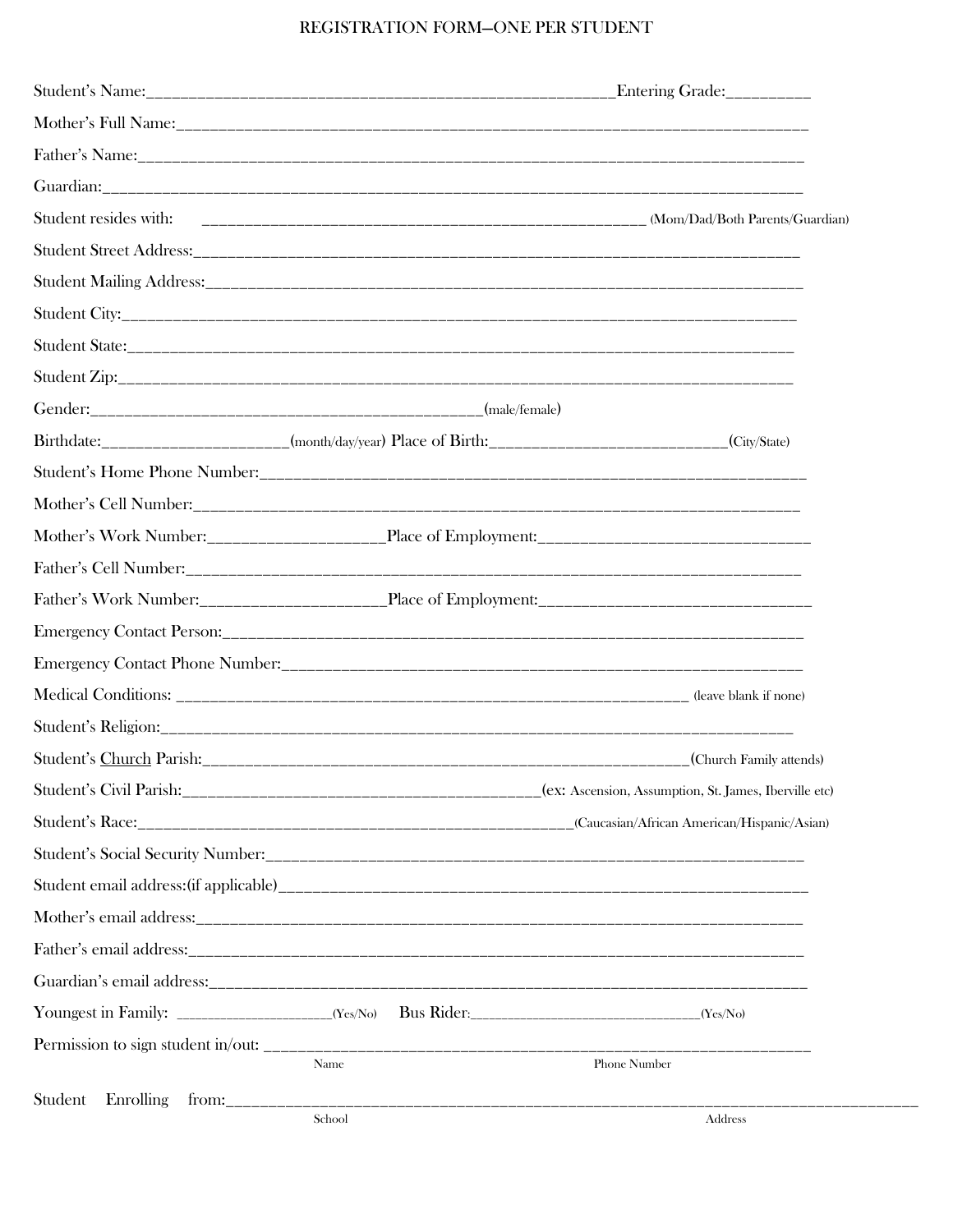# REGISTRATION FORM—ONE PER STUDENT

Student's Name:_______________________________________________________Entering Grade:_________

Mother's Full Name:___________________________________________________________________________

Father's Name:________________________________________________________________________________

Guardian:_____________________________________________________________________________________

Student resides with: ________________________________________________ (Mom/Dad/Both Parents/Guardian)

Student Street Address:_______________________________________________________________________

Student Mailing Address:______________________________________________________________________

Student City:__________________________________________________________________________________

Student State:_________________________________________________________________________________

Student Zip:___________________________________________________________________________________

Gender:____________________________________________(male/female)

Birthdate:____________________(month/day/year) Place of Birth:___________________________(City/State)

Student's Home Phone Number:_________________________________________________________________

Mother's Cell Number:__________________________________________________________________________

Mother's Work Number:____________________Place of Employment:_______________________________

Father's Cell Number:__________________________________________________________________________

Father's Work Number:____________________Place of Employment:_______________________________

Emergency Contact Person:______________________________________________________________________

Emergency Contact Phone Number:_______________________________________________________________

Medical Conditions: __________________________________________________________ (leave blank if none)

Student's Religion:_____________________________________________________________________________

Student's <u>Church</u> Parish:______________________________________________________(Church Family attends)

Student's Civil Parish:__________________________________________(ex: Ascension, Assumption, St. James, Iberville etc)

Student's Race:__________________________________________________(Caucasian/African American/Hispanic/Asian)

Student's Social Security Number:______________________________________________________________

Student email address:(if applicable)___________________________________________________________

Mother's email address:_________________________________________________________________________

Father's email address:__________________________________________________________________________

Guardian's email address:_______________________________________________________________________

Youngest in Family: ___________________(Yes/No) Bus Rider:____________________________(Yes/No)

Permission to sign student in/out: ______________________________________________________________

Name / Phone Number

Student Enrolling from:_____________________________________________________________________________

School / Address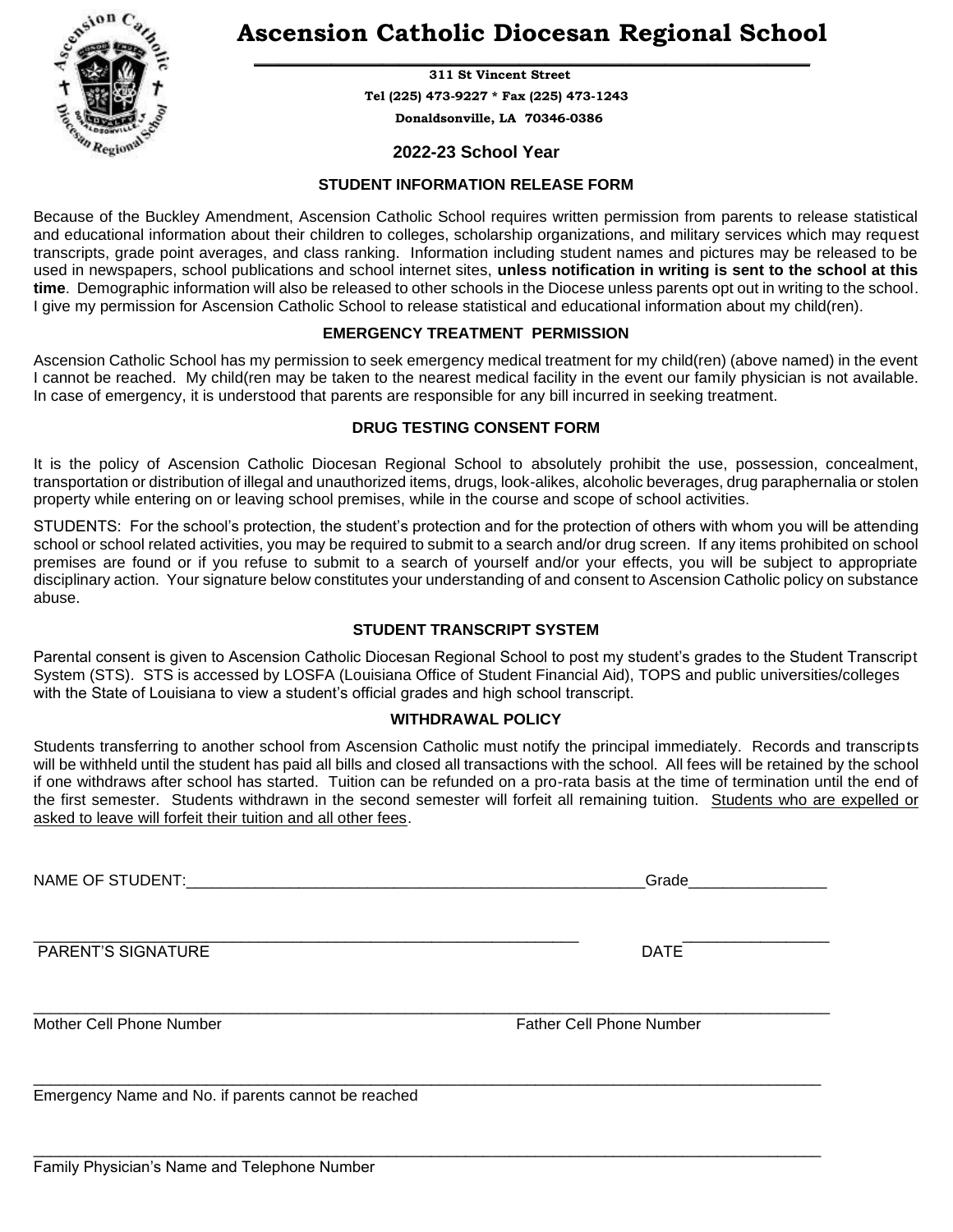# Ascension Catholic Diocesan Regional School

**311 St Vincent Street**

**Tel (225) 473-9227 * Fax (225) 473-1243**

**Donaldsonville, LA 70346-0386**

**2022-23 School Year**

### STUDENT INFORMATION RELEASE FORM

Because of the Buckley Amendment, Ascension Catholic School requires written permission from parents to release statistical and educational information about their children to colleges, scholarship organizations, and military services which may request transcripts, grade point averages, and class ranking. Information including student names and pictures may be released to be used in newspapers, school publications and school internet sites, **unless notification in writing is sent to the school at this time**. Demographic information will also be released to other schools in the Diocese unless parents opt out in writing to the school. I give my permission for Ascension Catholic School to release statistical and educational information about my child(ren).

### EMERGENCY TREATMENT PERMISSION

Ascension Catholic School has my permission to seek emergency medical treatment for my child(ren) (above named) in the event I cannot be reached. My child(ren may be taken to the nearest medical facility in the event our family physician is not available. In case of emergency, it is understood that parents are responsible for any bill incurred in seeking treatment.

### DRUG TESTING CONSENT FORM

It is the policy of Ascension Catholic Diocesan Regional School to absolutely prohibit the use, possession, concealment, transportation or distribution of illegal and unauthorized items, drugs, look-alikes, alcoholic beverages, drug paraphernalia or stolen property while entering on or leaving school premises, while in the course and scope of school activities.

STUDENTS: For the school's protection, the student's protection and for the protection of others with whom you will be attending school or school related activities, you may be required to submit to a search and/or drug screen. If any items prohibited on school premises are found or if you refuse to submit to a search of yourself and/or your effects, you will be subject to appropriate disciplinary action. Your signature below constitutes your understanding of and consent to Ascension Catholic policy on substance abuse.

### STUDENT TRANSCRIPT SYSTEM

Parental consent is given to Ascension Catholic Diocesan Regional School to post my student's grades to the Student Transcript System (STS). STS is accessed by LOSFA (Louisiana Office of Student Financial Aid), TOPS and public universities/colleges with the State of Louisiana to view a student's official grades and high school transcript.

### WITHDRAWAL POLICY

Students transferring to another school from Ascension Catholic must notify the principal immediately. Records and transcripts will be withheld until the student has paid all bills and closed all transactions with the school. All fees will be retained by the school if one withdraws after school has started. Tuition can be refunded on a pro-rata basis at the time of termination until the end of the first semester. Students withdrawn in the second semester will forfeit all remaining tuition. <u>Students who are expelled or asked to leave will forfeit their tuition and all other fees</u>.

NAME OF STUDENT:_______________________________________________________Grade________________

_________________________________________________________________ _________________

PARENT'S SIGNATURE DATE

__________________________________________________________________________________________________

Mother Cell Phone Number Father Cell Phone Number

__________________________________________________________________________________________________

Emergency Name and No. if parents cannot be reached

__________________________________________________________________________________________________

Family Physician's Name and Telephone Number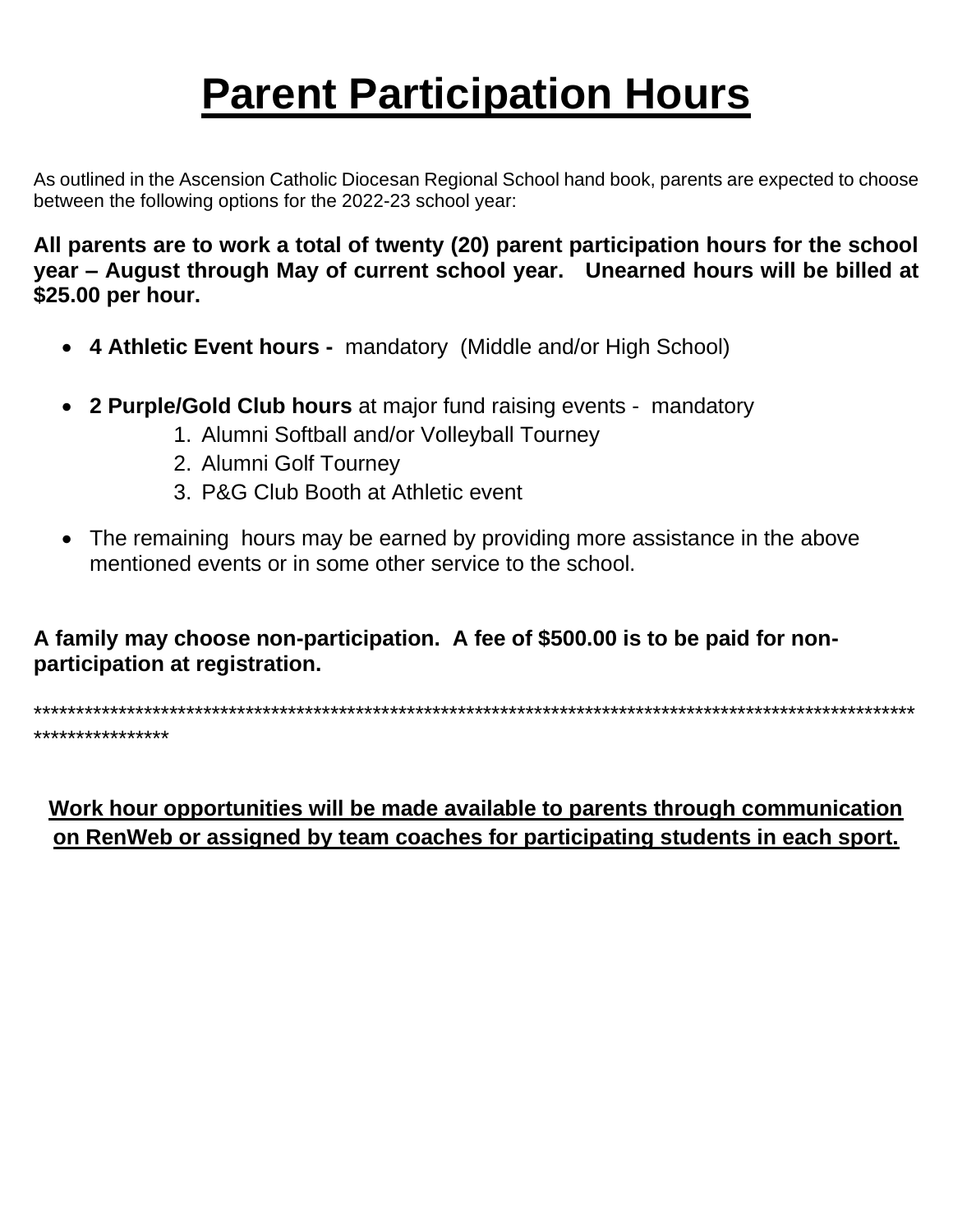# Parent Participation Hours

As outlined in the Ascension Catholic Diocesan Regional School hand book, parents are expected to choose between the following options for the 2022-23 school year:

**All parents are to work a total of twenty (20) parent participation hours for the school year – August through May of current school year. Unearned hours will be billed at $25.00 per hour.**

- **4 Athletic Event hours -** mandatory (Middle and/or High School)
- **2 Purple/Gold Club hours** at major fund raising events - mandatory
  1. Alumni Softball and/or Volleyball Tourney
  2. Alumni Golf Tourney
  3. P&G Club Booth at Athletic event
- The remaining hours may be earned by providing more assistance in the above mentioned events or in some other service to the school.

**A family may choose non-participation. A fee of $500.00 is to be paid for non-participation at registration.**

************************************************************************************************************************

<u>**Work hour opportunities will be made available to parents through communication on RenWeb or assigned by team coaches for participating students in each sport.**</u>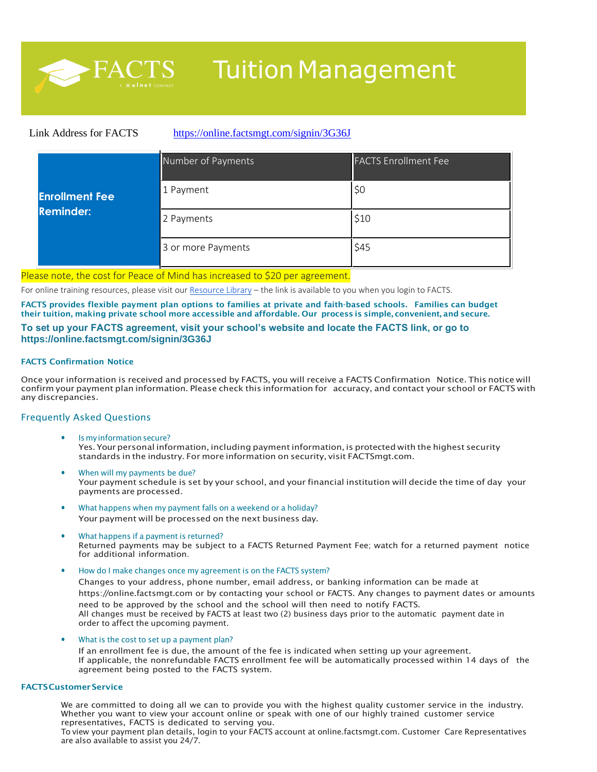# FACTS Tuition Management

Link Address for FACTS https://online.factsmgt.com/signin/3G36J

| Enrollment Fee Reminder: | Number of Payments | FACTS Enrollment Fee |
|---|---|---|
| | 1 Payment | $0 |
| | 2 Payments | $10 |
| | 3 or more Payments | $45 |

Please note, the cost for Peace of Mind has increased to $20 per agreement.

For online training resources, please visit our Resource Library – the link is available to you when you login to FACTS.

**FACTS provides flexible payment plan options to families at private and faith-based schools. Families can budget their tuition, making private school more accessible and affordable. Our process is simple, convenient, and secure.**

**To set up your FACTS agreement, visit your school's website and locate the FACTS link, or go to https://online.factsmgt.com/signin/3G36J**

### FACTS Confirmation Notice

Once your information is received and processed by FACTS, you will receive a FACTS Confirmation Notice. This notice will confirm your payment plan information. Please check this information for accuracy, and contact your school or FACTS with any discrepancies.

## Frequently Asked Questions

- Is my information secure?
  Yes. Your personal information, including payment information, is protected with the highest security standards in the industry. For more information on security, visit FACTSmgt.com.
- When will my payments be due?
  Your payment schedule is set by your school, and your financial institution will decide the time of day your payments are processed.
- What happens when my payment falls on a weekend or a holiday?
  Your payment will be processed on the next business day.
- What happens if a payment is returned?
  Returned payments may be subject to a FACTS Returned Payment Fee; watch for a returned payment notice for additional information.
- How do I make changes once my agreement is on the FACTS system?
  Changes to your address, phone number, email address, or banking information can be made at https://online.factsmgt.com or by contacting your school or FACTS. Any changes to payment dates or amounts need to be approved by the school and the school will then need to notify FACTS.
  All changes must be received by FACTS at least two (2) business days prior to the automatic payment date in order to affect the upcoming payment.
- What is the cost to set up a payment plan?
  If an enrollment fee is due, the amount of the fee is indicated when setting up your agreement.
  If applicable, the nonrefundable FACTS enrollment fee will be automatically processed within 14 days of the agreement being posted to the FACTS system.

### FACTS Customer Service

We are committed to doing all we can to provide you with the highest quality customer service in the industry. Whether you want to view your account online or speak with one of our highly trained customer service representatives, FACTS is dedicated to serving you.
To view your payment plan details, login to your FACTS account at online.factsmgt.com. Customer Care Representatives are also available to assist you 24/7.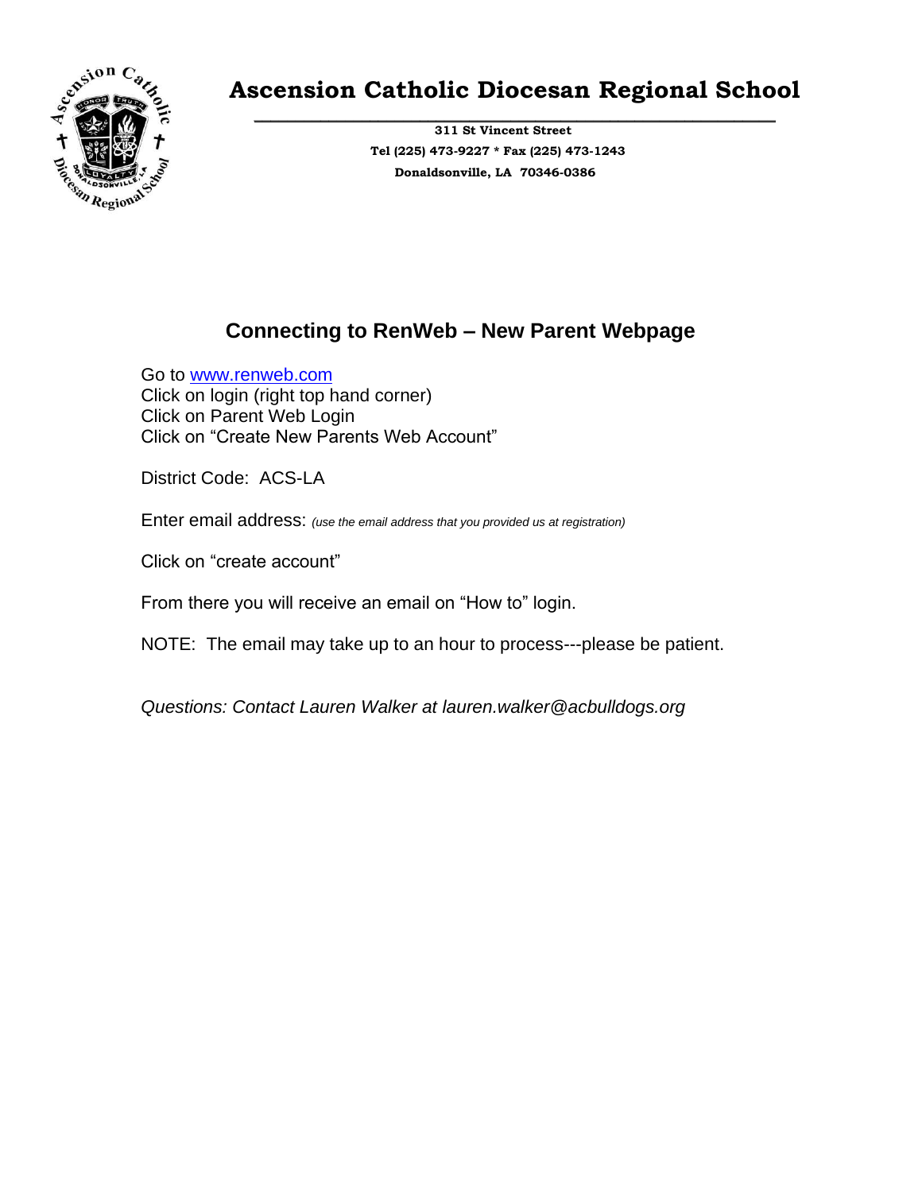# Ascension Catholic Diocesan Regional School

**311 St Vincent Street**
**Tel (225) 473-9227 * Fax (225) 473-1243**
**Donaldsonville, LA 70346-0386**

## Connecting to RenWeb – New Parent Webpage

Go to www.renweb.com
Click on login (right top hand corner)
Click on Parent Web Login
Click on "Create New Parents Web Account"

District Code: ACS-LA

Enter email address: *(use the email address that you provided us at registration)*

Click on "create account"

From there you will receive an email on "How to" login.

NOTE: The email may take up to an hour to process---please be patient.

*Questions: Contact Lauren Walker at lauren.walker@acbulldogs.org*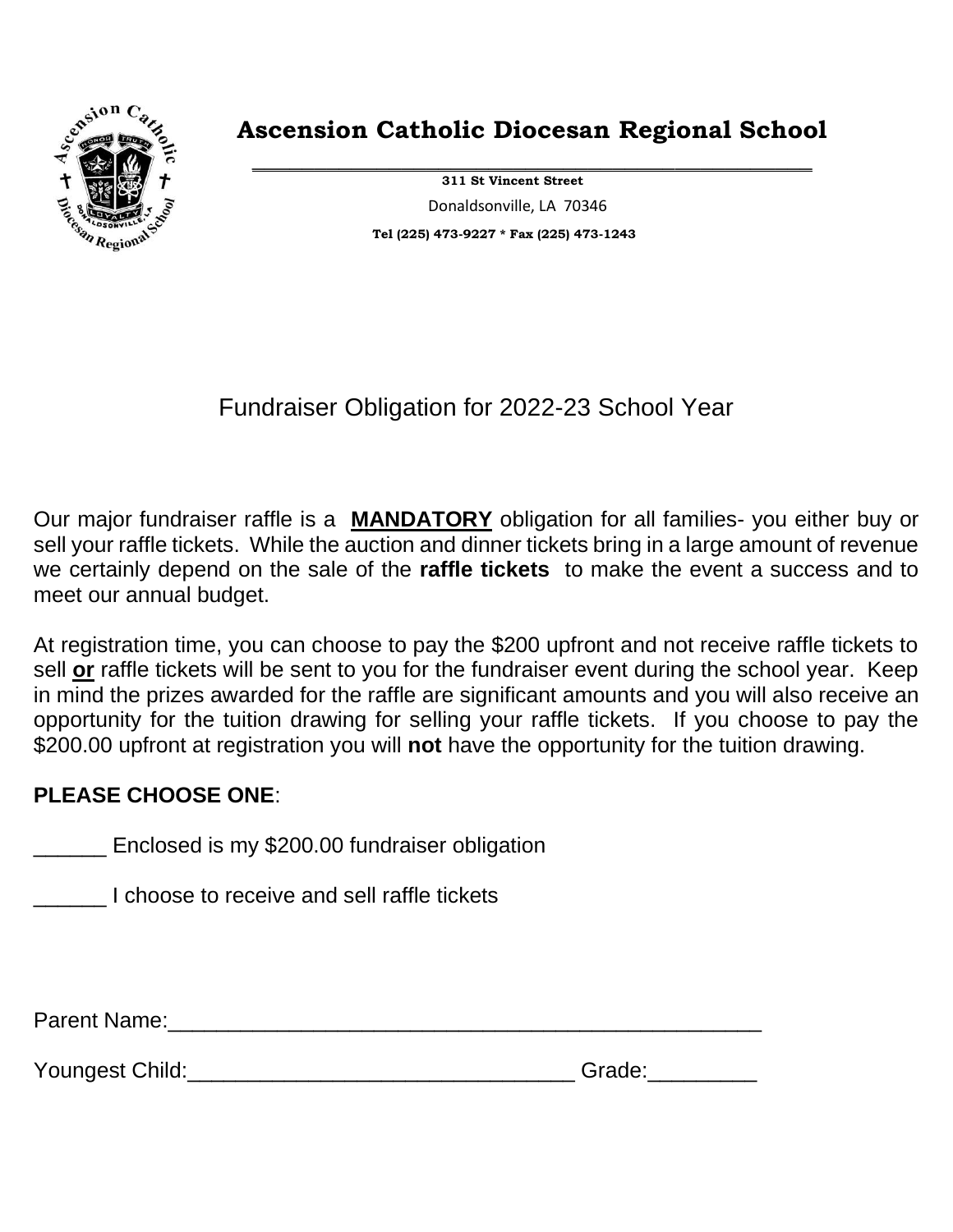# Ascension Catholic Diocesan Regional School

**311 St Vincent Street**

Donaldsonville, LA 70346

**Tel (225) 473-9227 * Fax (225) 473-1243**

## Fundraiser Obligation for 2022-23 School Year

Our major fundraiser raffle is a **MANDATORY** obligation for all families- you either buy or sell your raffle tickets. While the auction and dinner tickets bring in a large amount of revenue we certainly depend on the sale of the **raffle tickets** to make the event a success and to meet our annual budget.

At registration time, you can choose to pay the $200 upfront and not receive raffle tickets to sell **or** raffle tickets will be sent to you for the fundraiser event during the school year. Keep in mind the prizes awarded for the raffle are significant amounts and you will also receive an opportunity for the tuition drawing for selling your raffle tickets. If you choose to pay the $200.00 upfront at registration you will **not** have the opportunity for the tuition drawing.

**PLEASE CHOOSE ONE**:

______ Enclosed is my $200.00 fundraiser obligation

______ I choose to receive and sell raffle tickets

Parent Name:___________________________________________________

Youngest Child:________________________________ Grade:_________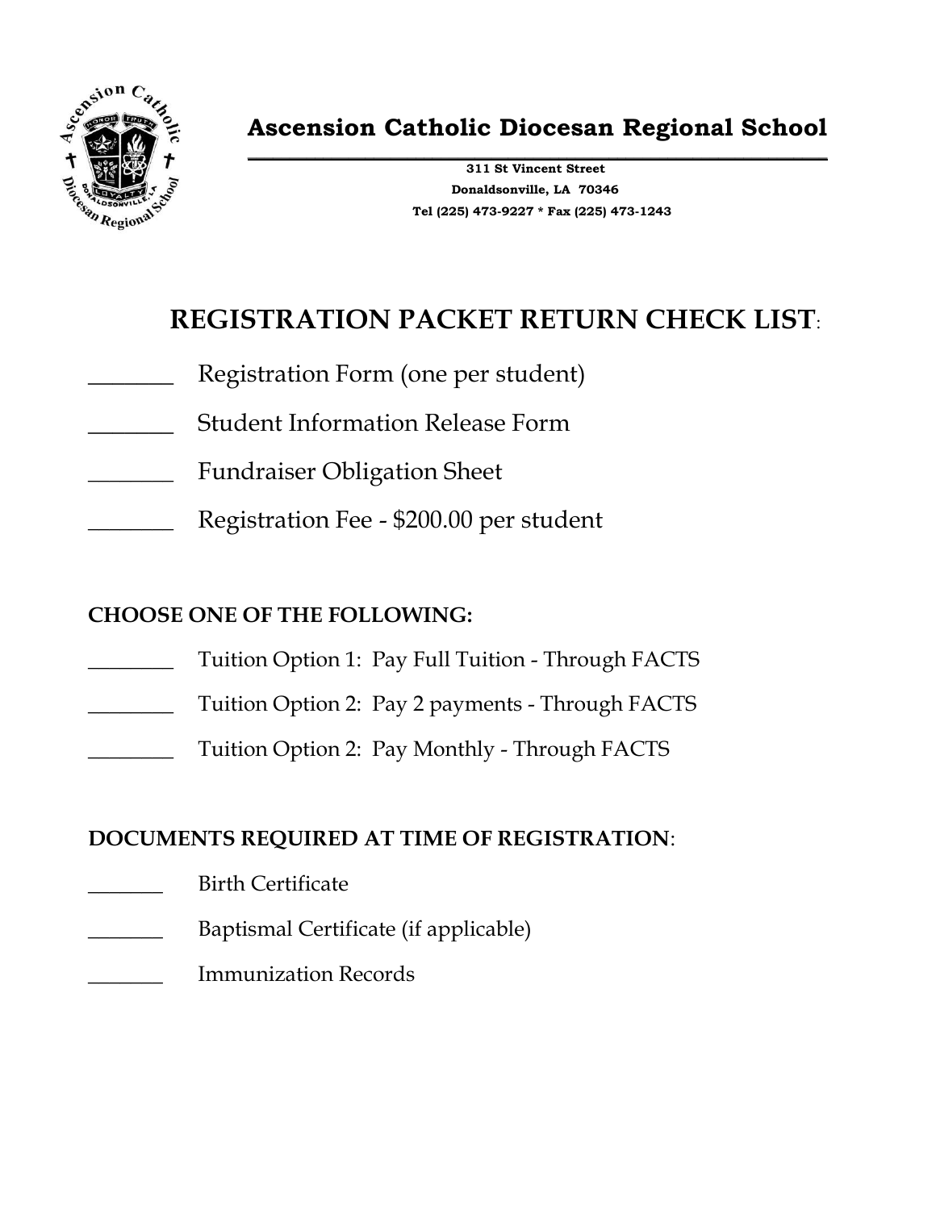# Ascension Catholic Diocesan Regional School

311 St Vincent Street
Donaldsonville, LA 70346
Tel (225) 473-9227 * Fax (225) 473-1243

## REGISTRATION PACKET RETURN CHECK LIST:

_______ Registration Form (one per student)

_______ Student Information Release Form

_______ Fundraiser Obligation Sheet

_______ Registration Fee - $200.00 per student

**CHOOSE ONE OF THE FOLLOWING:**

________ Tuition Option 1: Pay Full Tuition - Through FACTS

________ Tuition Option 2: Pay 2 payments - Through FACTS

________ Tuition Option 2: Pay Monthly - Through FACTS

**DOCUMENTS REQUIRED AT TIME OF REGISTRATION**:

_______ Birth Certificate

_______ Baptismal Certificate (if applicable)

_______ Immunization Records